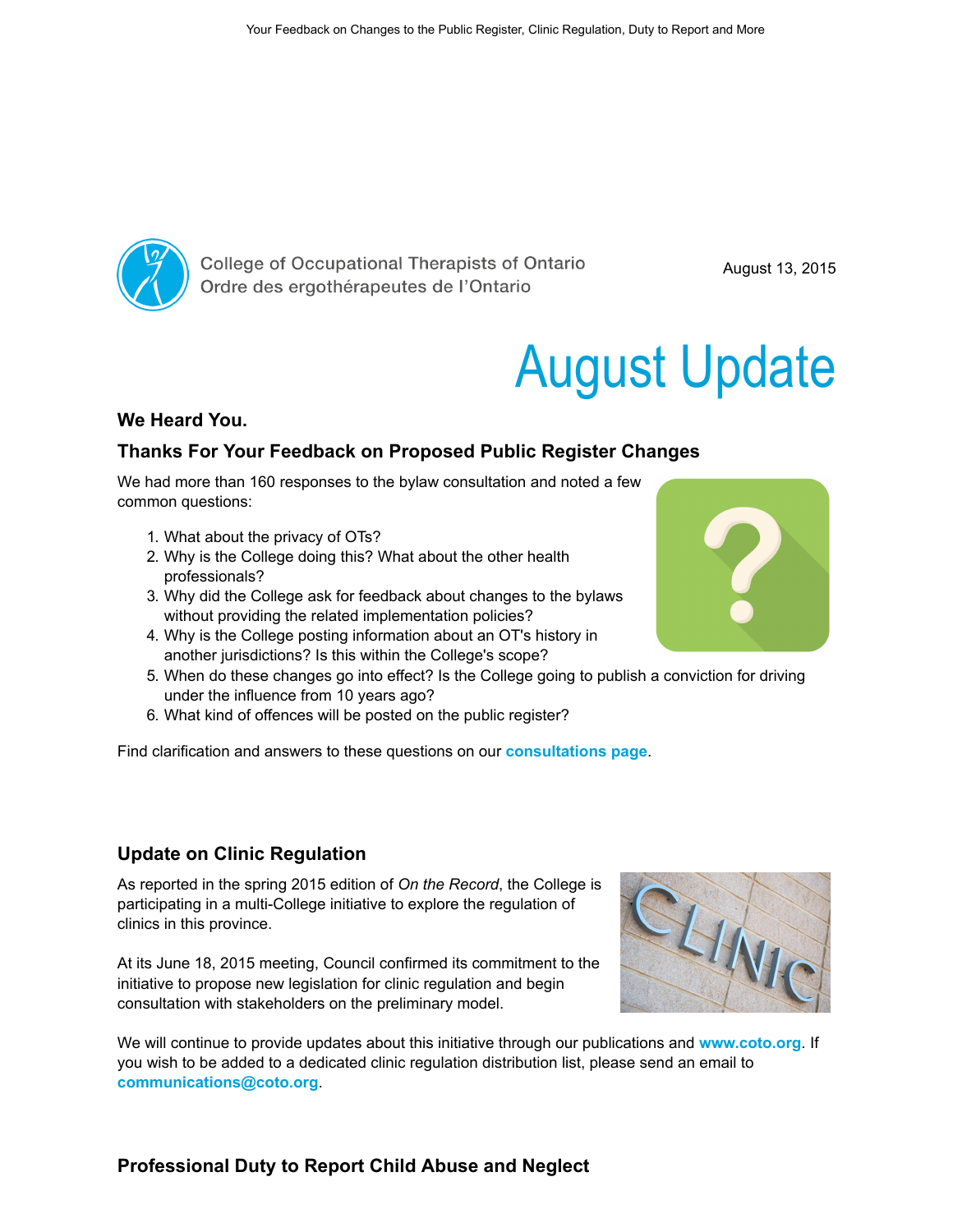College of Occupational Therapists of Ontario
Ordre des ergothérapeutes de l'Ontario

August 13, 2015

# August Update

### We Heard You.

### Thanks For Your Feedback on Proposed Public Register Changes

We had more than 160 responses to the bylaw consultation and noted a few common questions:

1. What about the privacy of OTs?
2. Why is the College doing this? What about the other health professionals?
3. Why did the College ask for feedback about changes to the bylaws without providing the related implementation policies?
4. Why is the College posting information about an OT's history in another jurisdictions? Is this within the College's scope?
5. When do these changes go into effect? Is the College going to publish a conviction for driving under the influence from 10 years ago?
6. What kind of offences will be posted on the public register?

Find clarification and answers to these questions on our **consultations page**.

### Update on Clinic Regulation

As reported in the spring 2015 edition of *On the Record*, the College is participating in a multi-College initiative to explore the regulation of clinics in this province.

At its June 18, 2015 meeting, Council confirmed its commitment to the initiative to propose new legislation for clinic regulation and begin consultation with stakeholders on the preliminary model.

We will continue to provide updates about this initiative through our publications and **www.coto.org**. If you wish to be added to a dedicated clinic regulation distribution list, please send an email to **communications@coto.org**.

### Professional Duty to Report Child Abuse and Neglect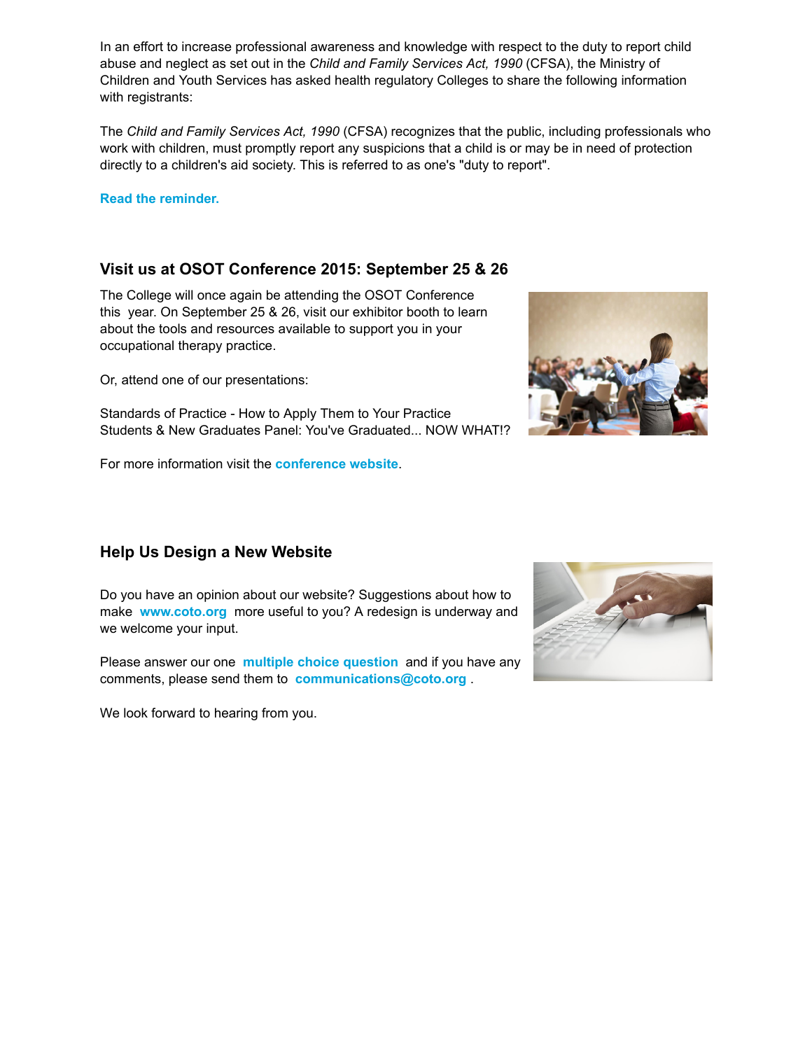In an effort to increase professional awareness and knowledge with respect to the duty to report child abuse and neglect as set out in the *Child and Family Services Act, 1990* (CFSA), the Ministry of Children and Youth Services has asked health regulatory Colleges to share the following information with registrants:

The *Child and Family Services Act, 1990* (CFSA) recognizes that the public, including professionals who work with children, must promptly report any suspicions that a child is or may be in need of protection directly to a children's aid society. This is referred to as one's "duty to report".

**Read the reminder.**

### Visit us at OSOT Conference 2015: September 25 & 26

The College will once again be attending the OSOT Conference this year. On September 25 & 26, visit our exhibitor booth to learn about the tools and resources available to support you in your occupational therapy practice.

Or, attend one of our presentations:

Standards of Practice - How to Apply Them to Your Practice
Students & New Graduates Panel: You've Graduated... NOW WHAT!?

For more information visit the **conference website**.

### Help Us Design a New Website

Do you have an opinion about our website? Suggestions about how to make **www.coto.org** more useful to you? A redesign is underway and we welcome your input.

Please answer our one **multiple choice question** and if you have any comments, please send them to **communications@coto.org** .

We look forward to hearing from you.